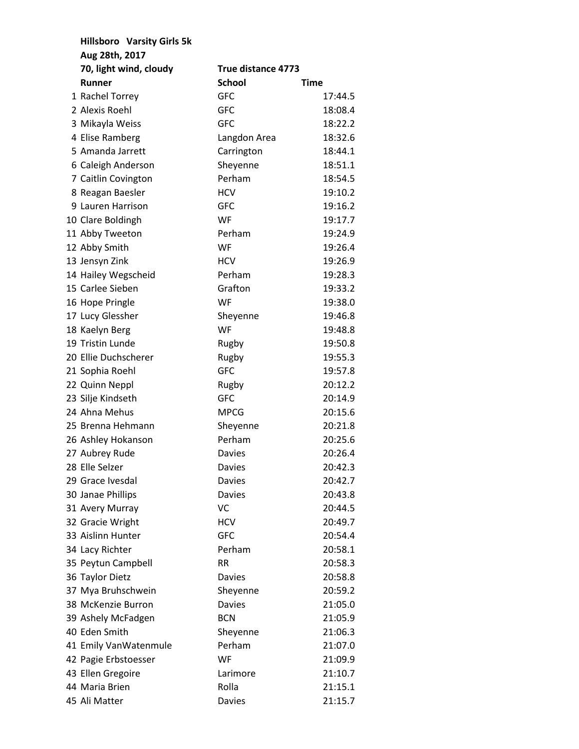**Hillsboro Varsity Girls 5k**

**Aug 28th, 2017**

**70, light wind, cloudy** **True distance 4773**

| | Runner | School | Time |
|---|---|---|---|
| 1 | Rachel Torrey | GFC | 17:44.5 |
| 2 | Alexis Roehl | GFC | 18:08.4 |
| 3 | Mikayla Weiss | GFC | 18:22.2 |
| 4 | Elise Ramberg | Langdon Area | 18:32.6 |
| 5 | Amanda Jarrett | Carrington | 18:44.1 |
| 6 | Caleigh Anderson | Sheyenne | 18:51.1 |
| 7 | Caitlin Covington | Perham | 18:54.5 |
| 8 | Reagan Baesler | HCV | 19:10.2 |
| 9 | Lauren Harrison | GFC | 19:16.2 |
| 10 | Clare Boldingh | WF | 19:17.7 |
| 11 | Abby Tweeton | Perham | 19:24.9 |
| 12 | Abby Smith | WF | 19:26.4 |
| 13 | Jensyn Zink | HCV | 19:26.9 |
| 14 | Hailey Wegscheid | Perham | 19:28.3 |
| 15 | Carlee Sieben | Grafton | 19:33.2 |
| 16 | Hope Pringle | WF | 19:38.0 |
| 17 | Lucy Glessher | Sheyenne | 19:46.8 |
| 18 | Kaelyn Berg | WF | 19:48.8 |
| 19 | Tristin Lunde | Rugby | 19:50.8 |
| 20 | Ellie Duchscherer | Rugby | 19:55.3 |
| 21 | Sophia Roehl | GFC | 19:57.8 |
| 22 | Quinn Neppl | Rugby | 20:12.2 |
| 23 | Silje Kindseth | GFC | 20:14.9 |
| 24 | Ahna Mehus | MPCG | 20:15.6 |
| 25 | Brenna Hehmann | Sheyenne | 20:21.8 |
| 26 | Ashley Hokanson | Perham | 20:25.6 |
| 27 | Aubrey Rude | Davies | 20:26.4 |
| 28 | Elle Selzer | Davies | 20:42.3 |
| 29 | Grace Ivesdal | Davies | 20:42.7 |
| 30 | Janae Phillips | Davies | 20:43.8 |
| 31 | Avery Murray | VC | 20:44.5 |
| 32 | Gracie Wright | HCV | 20:49.7 |
| 33 | Aislinn Hunter | GFC | 20:54.4 |
| 34 | Lacy Richter | Perham | 20:58.1 |
| 35 | Peytun Campbell | RR | 20:58.3 |
| 36 | Taylor Dietz | Davies | 20:58.8 |
| 37 | Mya Bruhschwein | Sheyenne | 20:59.2 |
| 38 | McKenzie Burron | Davies | 21:05.0 |
| 39 | Ashely McFadgen | BCN | 21:05.9 |
| 40 | Eden Smith | Sheyenne | 21:06.3 |
| 41 | Emily VanWatenmule | Perham | 21:07.0 |
| 42 | Pagie Erbstoesser | WF | 21:09.9 |
| 43 | Ellen Gregoire | Larimore | 21:10.7 |
| 44 | Maria Brien | Rolla | 21:15.1 |
| 45 | Ali Matter | Davies | 21:15.7 |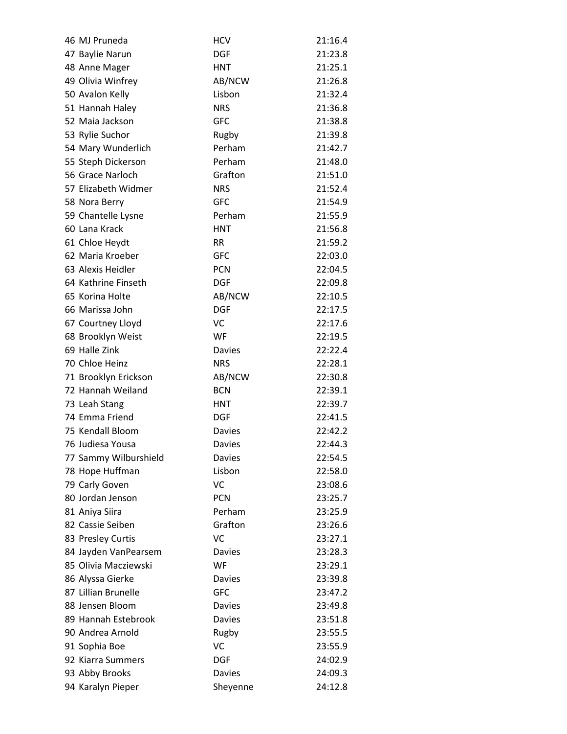| | | |
|---|---|---|
| 46 MJ Pruneda | HCV | 21:16.4 |
| 47 Baylie Narun | DGF | 21:23.8 |
| 48 Anne Mager | HNT | 21:25.1 |
| 49 Olivia Winfrey | AB/NCW | 21:26.8 |
| 50 Avalon Kelly | Lisbon | 21:32.4 |
| 51 Hannah Haley | NRS | 21:36.8 |
| 52 Maia Jackson | GFC | 21:38.8 |
| 53 Rylie Suchor | Rugby | 21:39.8 |
| 54 Mary Wunderlich | Perham | 21:42.7 |
| 55 Steph Dickerson | Perham | 21:48.0 |
| 56 Grace Narloch | Grafton | 21:51.0 |
| 57 Elizabeth Widmer | NRS | 21:52.4 |
| 58 Nora Berry | GFC | 21:54.9 |
| 59 Chantelle Lysne | Perham | 21:55.9 |
| 60 Lana Krack | HNT | 21:56.8 |
| 61 Chloe Heydt | RR | 21:59.2 |
| 62 Maria Kroeber | GFC | 22:03.0 |
| 63 Alexis Heidler | PCN | 22:04.5 |
| 64 Kathrine Finseth | DGF | 22:09.8 |
| 65 Korina Holte | AB/NCW | 22:10.5 |
| 66 Marissa John | DGF | 22:17.5 |
| 67 Courtney Lloyd | VC | 22:17.6 |
| 68 Brooklyn Weist | WF | 22:19.5 |
| 69 Halle Zink | Davies | 22:22.4 |
| 70 Chloe Heinz | NRS | 22:28.1 |
| 71 Brooklyn Erickson | AB/NCW | 22:30.8 |
| 72 Hannah Weiland | BCN | 22:39.1 |
| 73 Leah Stang | HNT | 22:39.7 |
| 74 Emma Friend | DGF | 22:41.5 |
| 75 Kendall Bloom | Davies | 22:42.2 |
| 76 Judiesa Yousa | Davies | 22:44.3 |
| 77 Sammy Wilburshield | Davies | 22:54.5 |
| 78 Hope Huffman | Lisbon | 22:58.0 |
| 79 Carly Goven | VC | 23:08.6 |
| 80 Jordan Jenson | PCN | 23:25.7 |
| 81 Aniya Siira | Perham | 23:25.9 |
| 82 Cassie Seiben | Grafton | 23:26.6 |
| 83 Presley Curtis | VC | 23:27.1 |
| 84 Jayden VanPearsem | Davies | 23:28.3 |
| 85 Olivia Macziewski | WF | 23:29.1 |
| 86 Alyssa Gierke | Davies | 23:39.8 |
| 87 Lillian Brunelle | GFC | 23:47.2 |
| 88 Jensen Bloom | Davies | 23:49.8 |
| 89 Hannah Estebrook | Davies | 23:51.8 |
| 90 Andrea Arnold | Rugby | 23:55.5 |
| 91 Sophia Boe | VC | 23:55.9 |
| 92 Kiarra Summers | DGF | 24:02.9 |
| 93 Abby Brooks | Davies | 24:09.3 |
| 94 Karalyn Pieper | Sheyenne | 24:12.8 |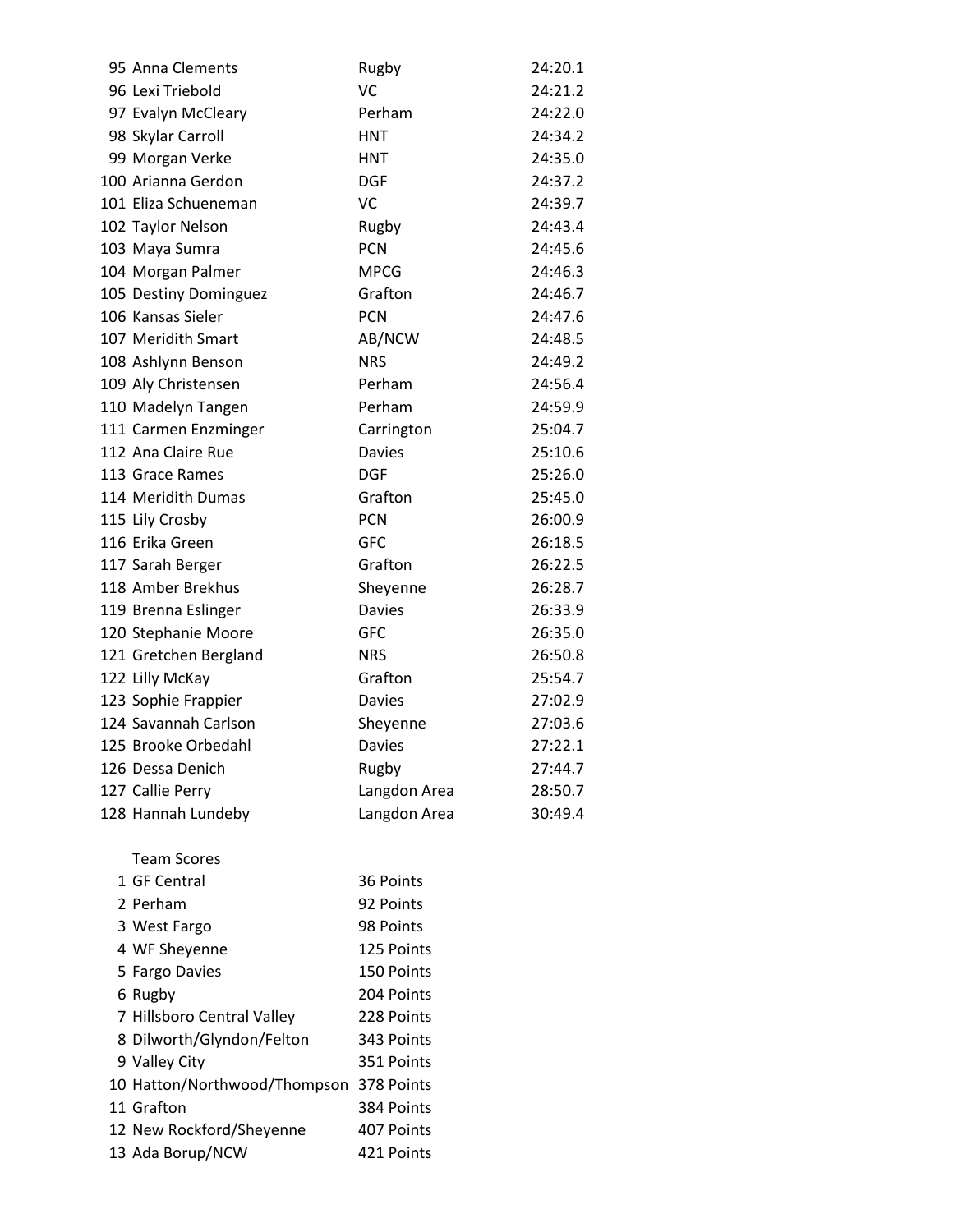| Place | Name | Team | Time |
|---|---|---|---|
| 95 | Anna Clements | Rugby | 24:20.1 |
| 96 | Lexi Triebold | VC | 24:21.2 |
| 97 | Evalyn McCleary | Perham | 24:22.0 |
| 98 | Skylar Carroll | HNT | 24:34.2 |
| 99 | Morgan Verke | HNT | 24:35.0 |
| 100 | Arianna Gerdon | DGF | 24:37.2 |
| 101 | Eliza Schueneman | VC | 24:39.7 |
| 102 | Taylor Nelson | Rugby | 24:43.4 |
| 103 | Maya Sumra | PCN | 24:45.6 |
| 104 | Morgan Palmer | MPCG | 24:46.3 |
| 105 | Destiny Dominguez | Grafton | 24:46.7 |
| 106 | Kansas Sieler | PCN | 24:47.6 |
| 107 | Meridith Smart | AB/NCW | 24:48.5 |
| 108 | Ashlynn Benson | NRS | 24:49.2 |
| 109 | Aly Christensen | Perham | 24:56.4 |
| 110 | Madelyn Tangen | Perham | 24:59.9 |
| 111 | Carmen Enzminger | Carrington | 25:04.7 |
| 112 | Ana Claire Rue | Davies | 25:10.6 |
| 113 | Grace Rames | DGF | 25:26.0 |
| 114 | Meridith Dumas | Grafton | 25:45.0 |
| 115 | Lily Crosby | PCN | 26:00.9 |
| 116 | Erika Green | GFC | 26:18.5 |
| 117 | Sarah Berger | Grafton | 26:22.5 |
| 118 | Amber Brekhus | Sheyenne | 26:28.7 |
| 119 | Brenna Eslinger | Davies | 26:33.9 |
| 120 | Stephanie Moore | GFC | 26:35.0 |
| 121 | Gretchen Bergland | NRS | 26:50.8 |
| 122 | Lilly McKay | Grafton | 25:54.7 |
| 123 | Sophie Frappier | Davies | 27:02.9 |
| 124 | Savannah Carlson | Sheyenne | 27:03.6 |
| 125 | Brooke Orbedahl | Davies | 27:22.1 |
| 126 | Dessa Denich | Rugby | 27:44.7 |
| 127 | Callie Perry | Langdon Area | 28:50.7 |
| 128 | Hannah Lundeby | Langdon Area | 30:49.4 |

## Team Scores

| Place | Team | Points |
|---|---|---|
| 1 | GF Central | 36 Points |
| 2 | Perham | 92 Points |
| 3 | West Fargo | 98 Points |
| 4 | WF Sheyenne | 125 Points |
| 5 | Fargo Davies | 150 Points |
| 6 | Rugby | 204 Points |
| 7 | Hillsboro Central Valley | 228 Points |
| 8 | Dilworth/Glyndon/Felton | 343 Points |
| 9 | Valley City | 351 Points |
| 10 | Hatton/Northwood/Thompson | 378 Points |
| 11 | Grafton | 384 Points |
| 12 | New Rockford/Sheyenne | 407 Points |
| 13 | Ada Borup/NCW | 421 Points |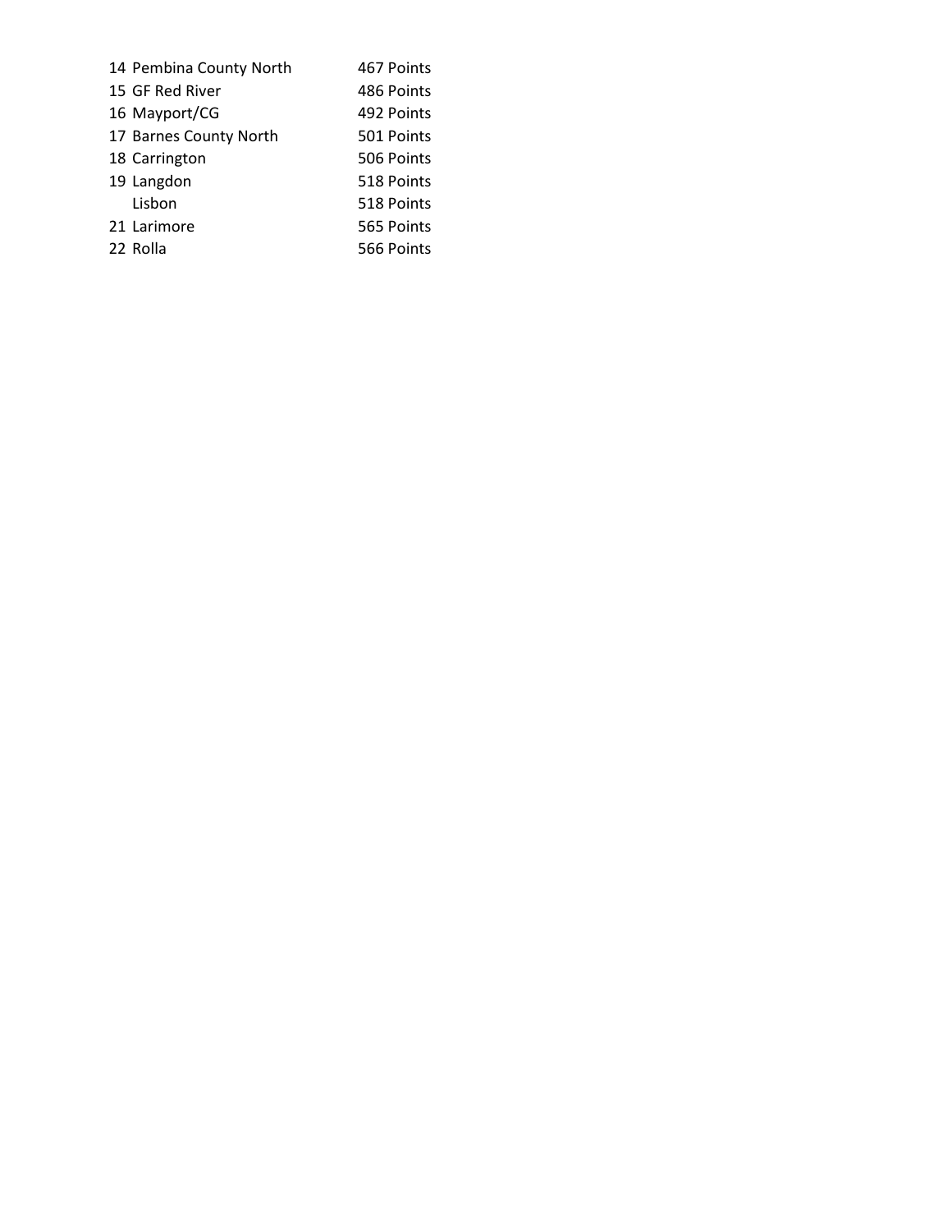| | | |
|---|---|---|
| 14 | Pembina County North | 467 Points |
| 15 | GF Red River | 486 Points |
| 16 | Mayport/CG | 492 Points |
| 17 | Barnes County North | 501 Points |
| 18 | Carrington | 506 Points |
| 19 | Langdon | 518 Points |
| | Lisbon | 518 Points |
| 21 | Larimore | 565 Points |
| 22 | Rolla | 566 Points |